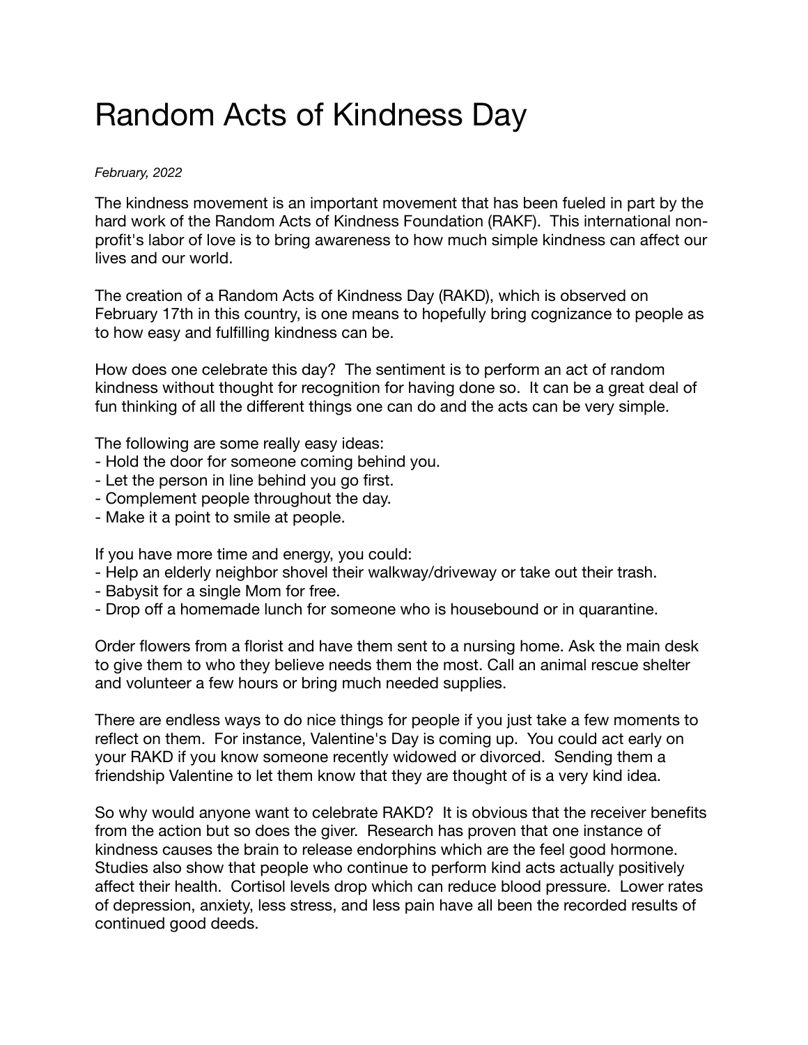# Random Acts of Kindness Day

*February, 2022*

The kindness movement is an important movement that has been fueled in part by the hard work of the Random Acts of Kindness Foundation (RAKF). This international non-profit's labor of love is to bring awareness to how much simple kindness can affect our lives and our world.

The creation of a Random Acts of Kindness Day (RAKD), which is observed on February 17th in this country, is one means to hopefully bring cognizance to people as to how easy and fulfilling kindness can be.

How does one celebrate this day? The sentiment is to perform an act of random kindness without thought for recognition for having done so. It can be a great deal of fun thinking of all the different things one can do and the acts can be very simple.

The following are some really easy ideas:
- Hold the door for someone coming behind you.
- Let the person in line behind you go first.
- Complement people throughout the day.
- Make it a point to smile at people.

If you have more time and energy, you could:
- Help an elderly neighbor shovel their walkway/driveway or take out their trash.
- Babysit for a single Mom for free.
- Drop off a homemade lunch for someone who is housebound or in quarantine.

Order flowers from a florist and have them sent to a nursing home. Ask the main desk to give them to who they believe needs them the most. Call an animal rescue shelter and volunteer a few hours or bring much needed supplies.

There are endless ways to do nice things for people if you just take a few moments to reflect on them. For instance, Valentine's Day is coming up. You could act early on your RAKD if you know someone recently widowed or divorced. Sending them a friendship Valentine to let them know that they are thought of is a very kind idea.

So why would anyone want to celebrate RAKD? It is obvious that the receiver benefits from the action but so does the giver. Research has proven that one instance of kindness causes the brain to release endorphins which are the feel good hormone. Studies also show that people who continue to perform kind acts actually positively affect their health. Cortisol levels drop which can reduce blood pressure. Lower rates of depression, anxiety, less stress, and less pain have all been the recorded results of continued good deeds.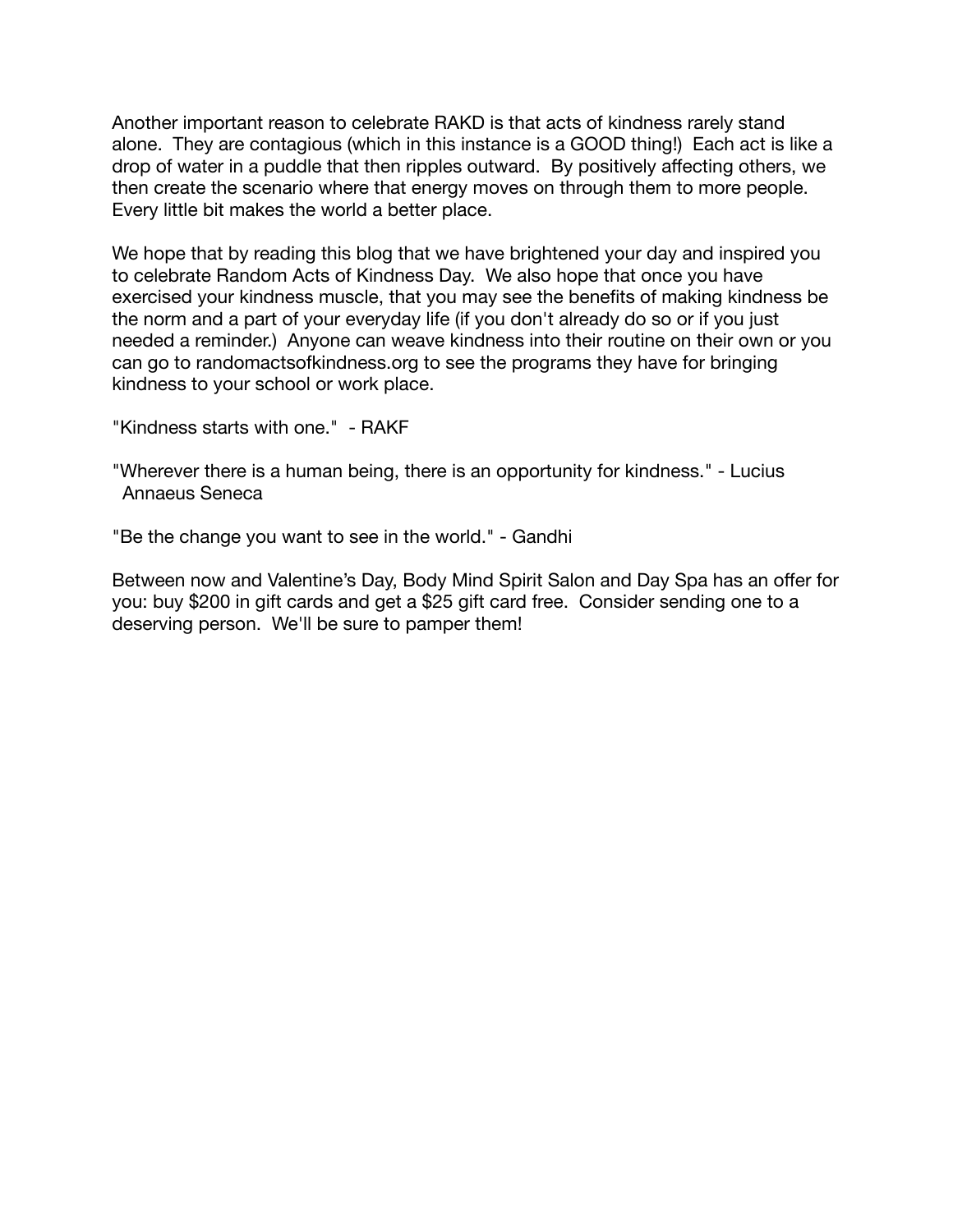Another important reason to celebrate RAKD is that acts of kindness rarely stand alone. They are contagious (which in this instance is a GOOD thing!) Each act is like a drop of water in a puddle that then ripples outward. By positively affecting others, we then create the scenario where that energy moves on through them to more people. Every little bit makes the world a better place.

We hope that by reading this blog that we have brightened your day and inspired you to celebrate Random Acts of Kindness Day. We also hope that once you have exercised your kindness muscle, that you may see the benefits of making kindness be the norm and a part of your everyday life (if you don't already do so or if you just needed a reminder.) Anyone can weave kindness into their routine on their own or you can go to randomactsofkindness.org to see the programs they have for bringing kindness to your school or work place.

"Kindness starts with one." - RAKF

"Wherever there is a human being, there is an opportunity for kindness." - Lucius Annaeus Seneca

"Be the change you want to see in the world." - Gandhi

Between now and Valentine's Day, Body Mind Spirit Salon and Day Spa has an offer for you: buy $200 in gift cards and get a $25 gift card free. Consider sending one to a deserving person. We'll be sure to pamper them!